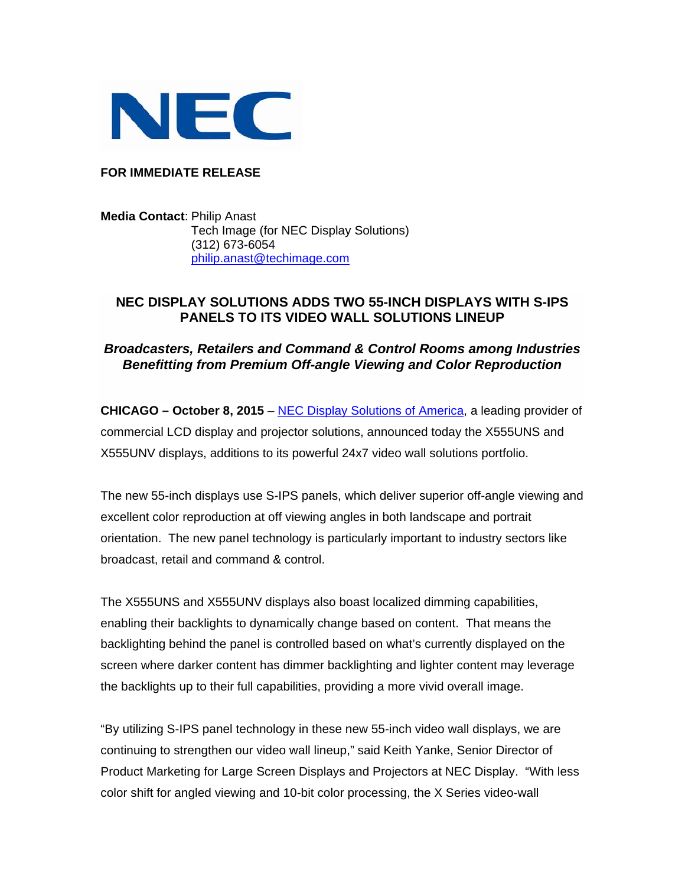NEC

**FOR IMMEDIATE RELEASE**

**Media Contact**: Philip Anast
Tech Image (for NEC Display Solutions)
(312) 673-6054
[philip.anast@techimage.com](mailto:philip.anast@techimage.com)

## NEC DISPLAY SOLUTIONS ADDS TWO 55-INCH DISPLAYS WITH S-IPS PANELS TO ITS VIDEO WALL SOLUTIONS LINEUP

### *Broadcasters, Retailers and Command & Control Rooms among Industries Benefitting from Premium Off-angle Viewing and Color Reproduction*

**CHICAGO – October 8, 2015** – [NEC Display Solutions of America](), a leading provider of commercial LCD display and projector solutions, announced today the X555UNS and X555UNV displays, additions to its powerful 24x7 video wall solutions portfolio.

The new 55-inch displays use S-IPS panels, which deliver superior off-angle viewing and excellent color reproduction at off viewing angles in both landscape and portrait orientation. The new panel technology is particularly important to industry sectors like broadcast, retail and command & control.

The X555UNS and X555UNV displays also boast localized dimming capabilities, enabling their backlights to dynamically change based on content. That means the backlighting behind the panel is controlled based on what's currently displayed on the screen where darker content has dimmer backlighting and lighter content may leverage the backlights up to their full capabilities, providing a more vivid overall image.

"By utilizing S-IPS panel technology in these new 55-inch video wall displays, we are continuing to strengthen our video wall lineup," said Keith Yanke, Senior Director of Product Marketing for Large Screen Displays and Projectors at NEC Display. "With less color shift for angled viewing and 10-bit color processing, the X Series video-wall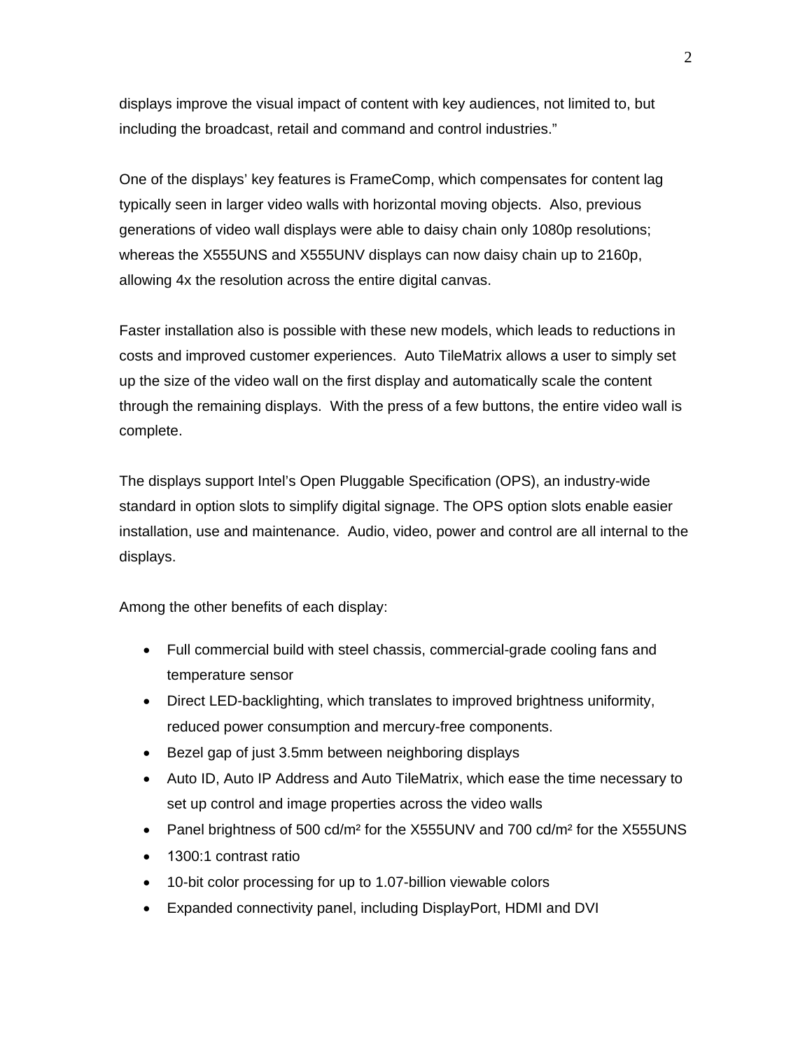displays improve the visual impact of content with key audiences, not limited to, but including the broadcast, retail and command and control industries."

One of the displays' key features is FrameComp, which compensates for content lag typically seen in larger video walls with horizontal moving objects. Also, previous generations of video wall displays were able to daisy chain only 1080p resolutions; whereas the X555UNS and X555UNV displays can now daisy chain up to 2160p, allowing 4x the resolution across the entire digital canvas.

Faster installation also is possible with these new models, which leads to reductions in costs and improved customer experiences. Auto TileMatrix allows a user to simply set up the size of the video wall on the first display and automatically scale the content through the remaining displays. With the press of a few buttons, the entire video wall is complete.

The displays support Intel's Open Pluggable Specification (OPS), an industry-wide standard in option slots to simplify digital signage. The OPS option slots enable easier installation, use and maintenance. Audio, video, power and control are all internal to the displays.

Among the other benefits of each display:

- Full commercial build with steel chassis, commercial-grade cooling fans and temperature sensor
- Direct LED-backlighting, which translates to improved brightness uniformity, reduced power consumption and mercury-free components.
- Bezel gap of just 3.5mm between neighboring displays
- Auto ID, Auto IP Address and Auto TileMatrix, which ease the time necessary to set up control and image properties across the video walls
- Panel brightness of 500 cd/m² for the X555UNV and 700 cd/m² for the X555UNS
- 1300:1 contrast ratio
- 10-bit color processing for up to 1.07-billion viewable colors
- Expanded connectivity panel, including DisplayPort, HDMI and DVI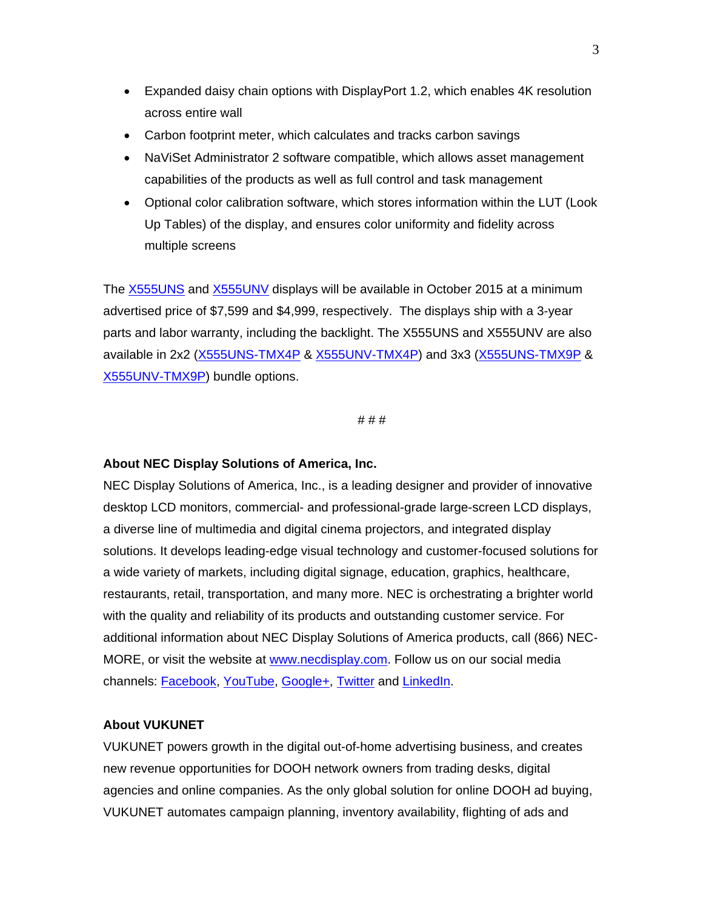- Expanded daisy chain options with DisplayPort 1.2, which enables 4K resolution across entire wall
- Carbon footprint meter, which calculates and tracks carbon savings
- NaViSet Administrator 2 software compatible, which allows asset management capabilities of the products as well as full control and task management
- Optional color calibration software, which stores information within the LUT (Look Up Tables) of the display, and ensures color uniformity and fidelity across multiple screens

The X555UNS and X555UNV displays will be available in October 2015 at a minimum advertised price of $7,599 and $4,999, respectively. The displays ship with a 3-year parts and labor warranty, including the backlight. The X555UNS and X555UNV are also available in 2x2 (X555UNS-TMX4P & X555UNV-TMX4P) and 3x3 (X555UNS-TMX9P & X555UNV-TMX9P) bundle options.

# # #

**About NEC Display Solutions of America, Inc.**

NEC Display Solutions of America, Inc., is a leading designer and provider of innovative desktop LCD monitors, commercial- and professional-grade large-screen LCD displays, a diverse line of multimedia and digital cinema projectors, and integrated display solutions. It develops leading-edge visual technology and customer-focused solutions for a wide variety of markets, including digital signage, education, graphics, healthcare, restaurants, retail, transportation, and many more. NEC is orchestrating a brighter world with the quality and reliability of its products and outstanding customer service. For additional information about NEC Display Solutions of America products, call (866) NEC-MORE, or visit the website at www.necdisplay.com. Follow us on our social media channels: Facebook, YouTube, Google+, Twitter and LinkedIn.

**About VUKUNET**

VUKUNET powers growth in the digital out-of-home advertising business, and creates new revenue opportunities for DOOH network owners from trading desks, digital agencies and online companies. As the only global solution for online DOOH ad buying, VUKUNET automates campaign planning, inventory availability, flighting of ads and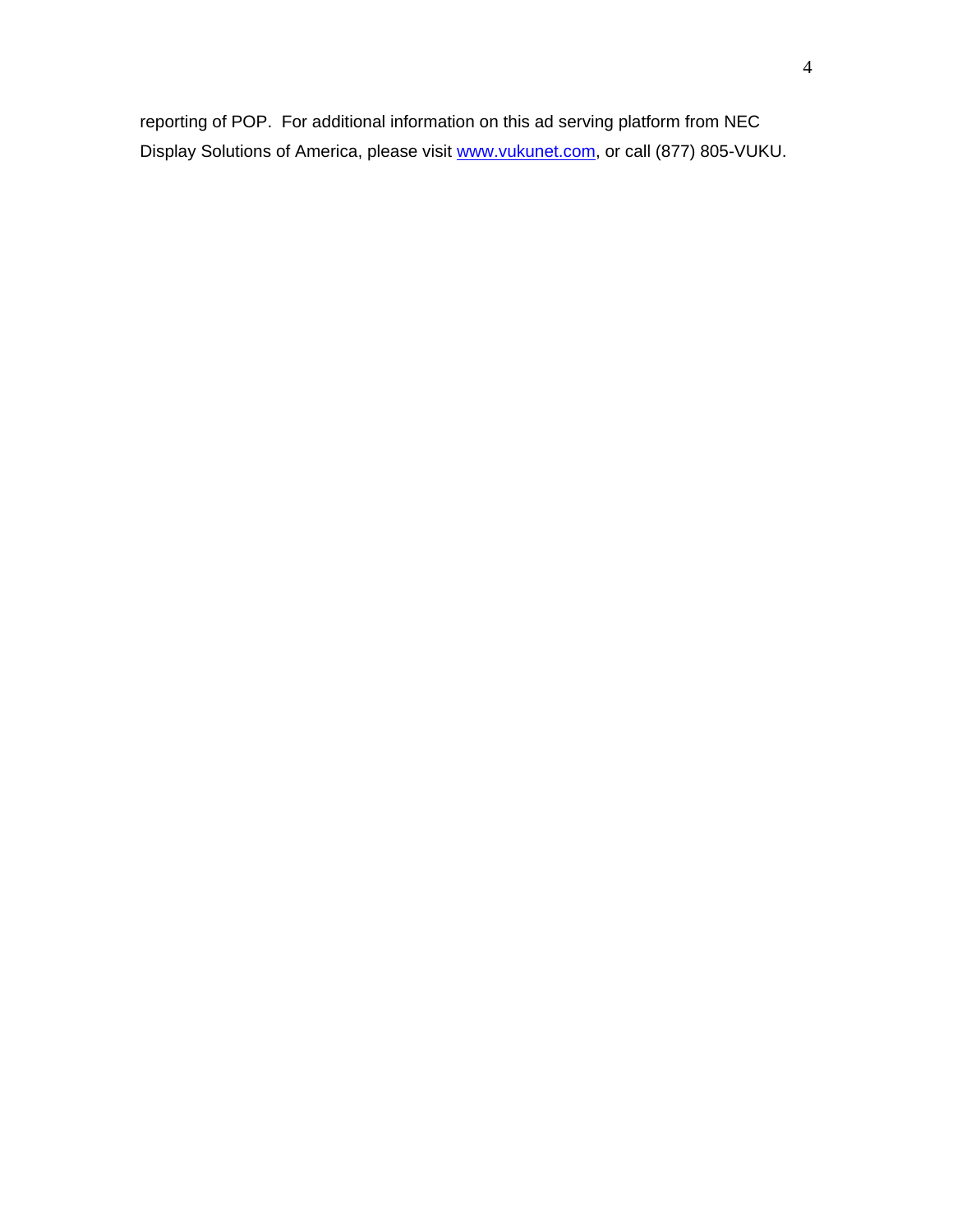reporting of POP. For additional information on this ad serving platform from NEC Display Solutions of America, please visit [www.vukunet.com](http://www.vukunet.com), or call (877) 805-VUKU.